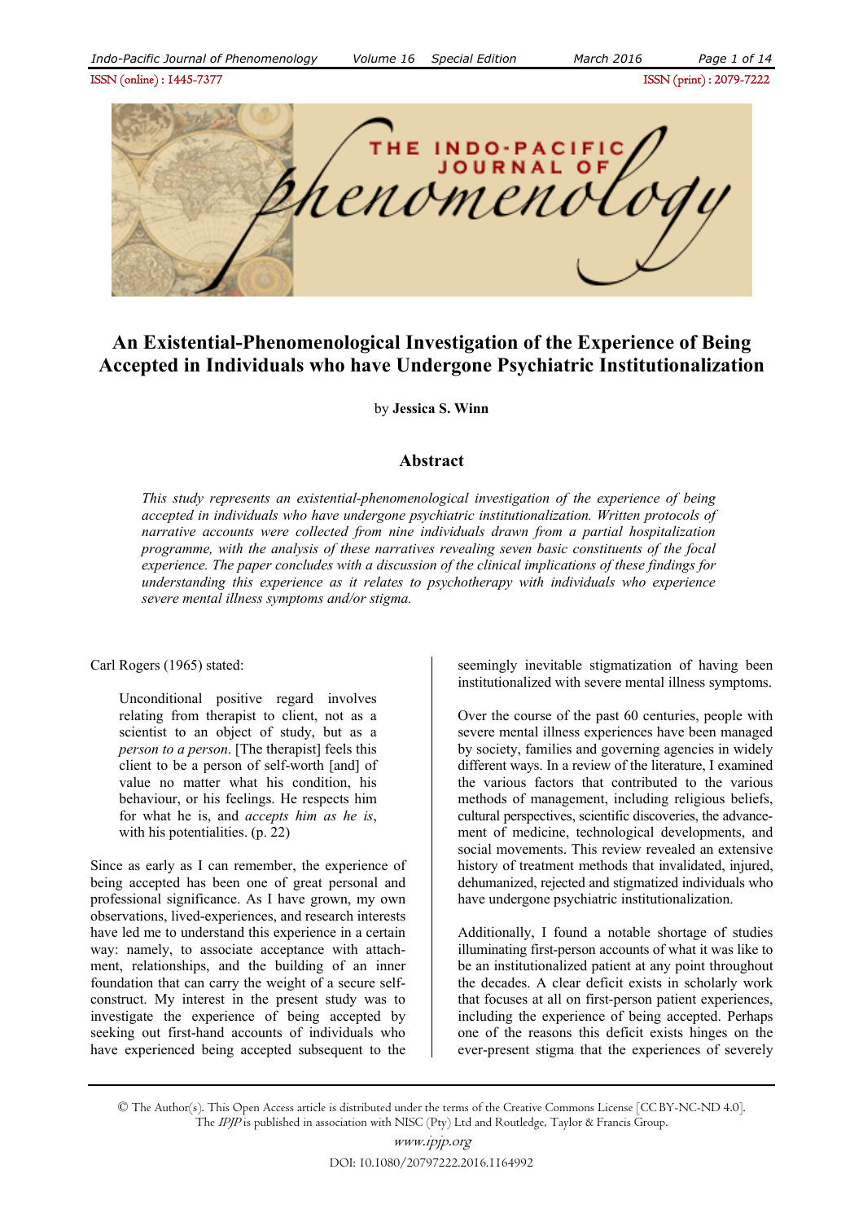# An Existential-Phenomenological Investigation of the Experience of Being Accepted in Individuals who have Undergone Psychiatric Institutionalization

by **Jessica S. Winn**

## Abstract

*This study represents an existential-phenomenological investigation of the experience of being accepted in individuals who have undergone psychiatric institutionalization. Written protocols of narrative accounts were collected from nine individuals drawn from a partial hospitalization programme, with the analysis of these narratives revealing seven basic constituents of the focal experience. The paper concludes with a discussion of the clinical implications of these findings for understanding this experience as it relates to psychotherapy with individuals who experience severe mental illness symptoms and/or stigma.*

Carl Rogers (1965) stated:

> Unconditional positive regard involves relating from therapist to client, not as a scientist to an object of study, but as a *person to a person*. [The therapist] feels this client to be a person of self-worth [and] of value no matter what his condition, his behaviour, or his feelings. He respects him for what he is, and *accepts him as he is*, with his potentialities. (p. 22)

Since as early as I can remember, the experience of being accepted has been one of great personal and professional significance. As I have grown, my own observations, lived-experiences, and research interests have led me to understand this experience in a certain way: namely, to associate acceptance with attachment, relationships, and the building of an inner foundation that can carry the weight of a secure self-construct. My interest in the present study was to investigate the experience of being accepted by seeking out first-hand accounts of individuals who have experienced being accepted subsequent to the seemingly inevitable stigmatization of having been institutionalized with severe mental illness symptoms.

Over the course of the past 60 centuries, people with severe mental illness experiences have been managed by society, families and governing agencies in widely different ways. In a review of the literature, I examined the various factors that contributed to the various methods of management, including religious beliefs, cultural perspectives, scientific discoveries, the advancement of medicine, technological developments, and social movements. This review revealed an extensive history of treatment methods that invalidated, injured, dehumanized, rejected and stigmatized individuals who have undergone psychiatric institutionalization.

Additionally, I found a notable shortage of studies illuminating first-person accounts of what it was like to be an institutionalized patient at any point throughout the decades. A clear deficit exists in scholarly work that focuses at all on first-person patient experiences, including the experience of being accepted. Perhaps one of the reasons this deficit exists hinges on the ever-present stigma that the experiences of severely

© The Author(s). This Open Access article is distributed under the terms of the Creative Commons License [CC BY-NC-ND 4.0]. The *IPJP* is published in association with NISC (Pty) Ltd and Routledge, Taylor & Francis Group.

www.ipjp.org

DOI: 10.1080/20797222.2016.1164992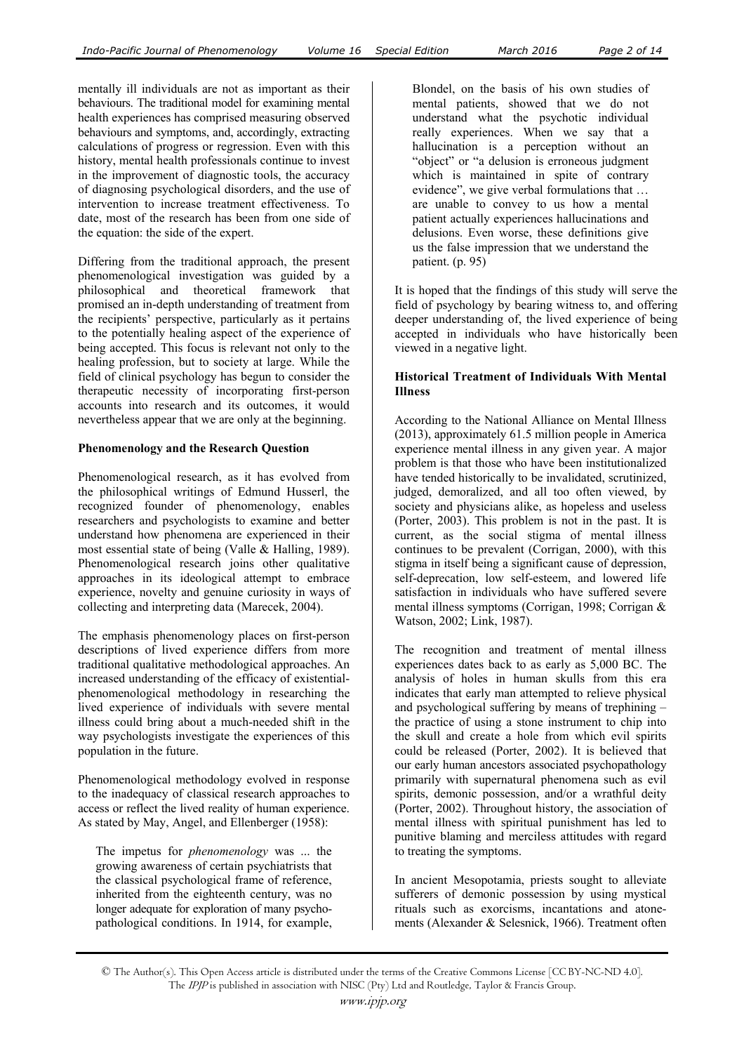mentally ill individuals are not as important as their behaviours. The traditional model for examining mental health experiences has comprised measuring observed behaviours and symptoms, and, accordingly, extracting calculations of progress or regression. Even with this history, mental health professionals continue to invest in the improvement of diagnostic tools, the accuracy of diagnosing psychological disorders, and the use of intervention to increase treatment effectiveness. To date, most of the research has been from one side of the equation: the side of the expert.

Differing from the traditional approach, the present phenomenological investigation was guided by a philosophical and theoretical framework that promised an in-depth understanding of treatment from the recipients' perspective, particularly as it pertains to the potentially healing aspect of the experience of being accepted. This focus is relevant not only to the healing profession, but to society at large. While the field of clinical psychology has begun to consider the therapeutic necessity of incorporating first-person accounts into research and its outcomes, it would nevertheless appear that we are only at the beginning.

**Phenomenology and the Research Question**

Phenomenological research, as it has evolved from the philosophical writings of Edmund Husserl, the recognized founder of phenomenology, enables researchers and psychologists to examine and better understand how phenomena are experienced in their most essential state of being (Valle & Halling, 1989). Phenomenological research joins other qualitative approaches in its ideological attempt to embrace experience, novelty and genuine curiosity in ways of collecting and interpreting data (Marecek, 2004).

The emphasis phenomenology places on first-person descriptions of lived experience differs from more traditional qualitative methodological approaches. An increased understanding of the efficacy of existential-phenomenological methodology in researching the lived experience of individuals with severe mental illness could bring about a much-needed shift in the way psychologists investigate the experiences of this population in the future.

Phenomenological methodology evolved in response to the inadequacy of classical research approaches to access or reflect the lived reality of human experience. As stated by May, Angel, and Ellenberger (1958):

> The impetus for *phenomenology* was ... the growing awareness of certain psychiatrists that the classical psychological frame of reference, inherited from the eighteenth century, was no longer adequate for exploration of many psychopathological conditions. In 1914, for example, Blondel, on the basis of his own studies of mental patients, showed that we do not understand what the psychotic individual really experiences. When we say that a hallucination is a perception without an "object" or "a delusion is erroneous judgment which is maintained in spite of contrary evidence", we give verbal formulations that … are unable to convey to us how a mental patient actually experiences hallucinations and delusions. Even worse, these definitions give us the false impression that we understand the patient. (p. 95)

It is hoped that the findings of this study will serve the field of psychology by bearing witness to, and offering deeper understanding of, the lived experience of being accepted in individuals who have historically been viewed in a negative light.

**Historical Treatment of Individuals With Mental Illness**

According to the National Alliance on Mental Illness (2013), approximately 61.5 million people in America experience mental illness in any given year. A major problem is that those who have been institutionalized have tended historically to be invalidated, scrutinized, judged, demoralized, and all too often viewed, by society and physicians alike, as hopeless and useless (Porter, 2003). This problem is not in the past. It is current, as the social stigma of mental illness continues to be prevalent (Corrigan, 2000), with this stigma in itself being a significant cause of depression, self-deprecation, low self-esteem, and lowered life satisfaction in individuals who have suffered severe mental illness symptoms (Corrigan, 1998; Corrigan & Watson, 2002; Link, 1987).

The recognition and treatment of mental illness experiences dates back to as early as 5,000 BC. The analysis of holes in human skulls from this era indicates that early man attempted to relieve physical and psychological suffering by means of trephining – the practice of using a stone instrument to chip into the skull and create a hole from which evil spirits could be released (Porter, 2002). It is believed that our early human ancestors associated psychopathology primarily with supernatural phenomena such as evil spirits, demonic possession, and/or a wrathful deity (Porter, 2002). Throughout history, the association of mental illness with spiritual punishment has led to punitive blaming and merciless attitudes with regard to treating the symptoms.

In ancient Mesopotamia, priests sought to alleviate sufferers of demonic possession by using mystical rituals such as exorcisms, incantations and atonements (Alexander & Selesnick, 1966). Treatment often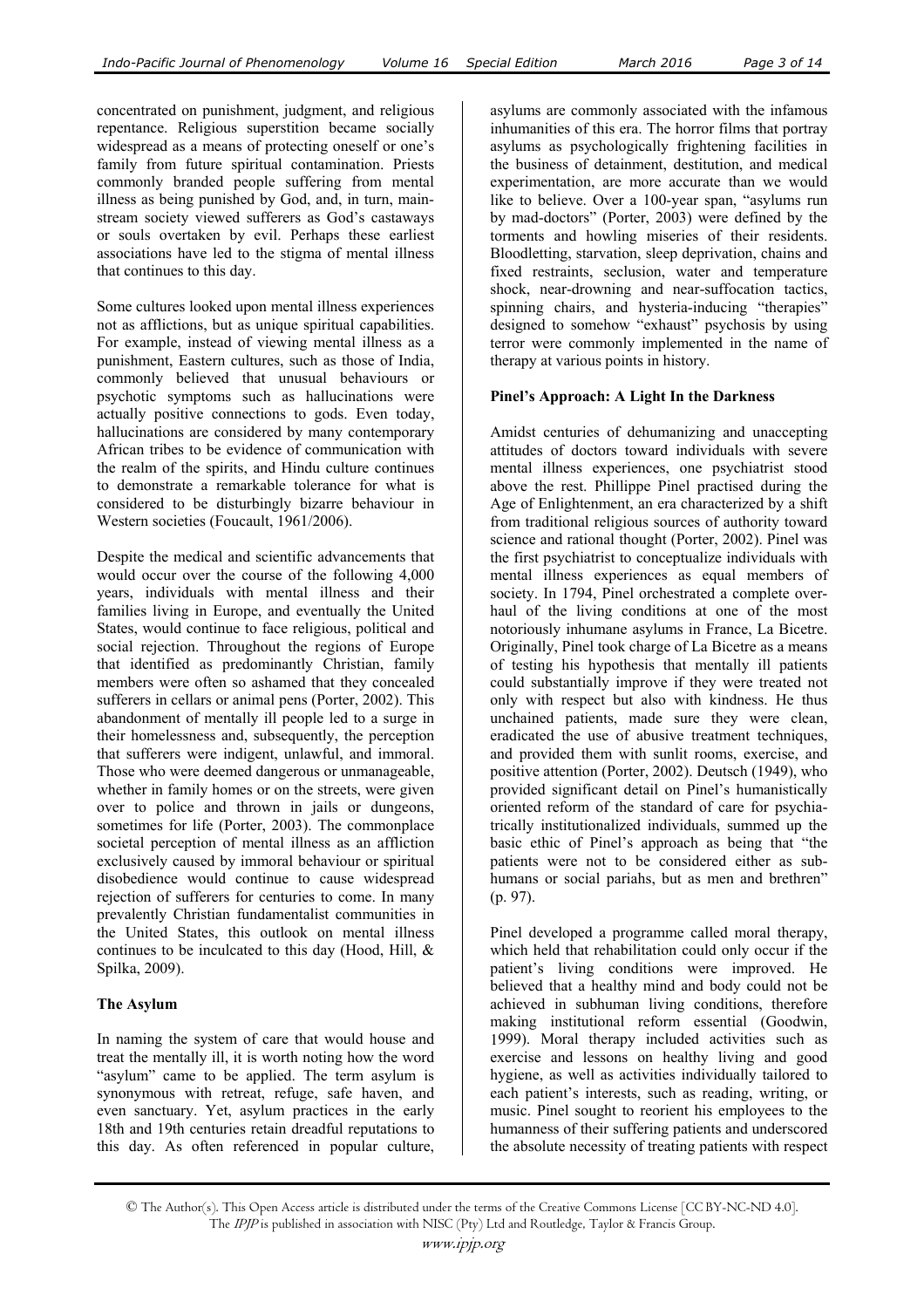concentrated on punishment, judgment, and religious repentance. Religious superstition became socially widespread as a means of protecting oneself or one's family from future spiritual contamination. Priests commonly branded people suffering from mental illness as being punished by God, and, in turn, mainstream society viewed sufferers as God's castaways or souls overtaken by evil. Perhaps these earliest associations have led to the stigma of mental illness that continues to this day.

Some cultures looked upon mental illness experiences not as afflictions, but as unique spiritual capabilities. For example, instead of viewing mental illness as a punishment, Eastern cultures, such as those of India, commonly believed that unusual behaviours or psychotic symptoms such as hallucinations were actually positive connections to gods. Even today, hallucinations are considered by many contemporary African tribes to be evidence of communication with the realm of the spirits, and Hindu culture continues to demonstrate a remarkable tolerance for what is considered to be disturbingly bizarre behaviour in Western societies (Foucault, 1961/2006).

Despite the medical and scientific advancements that would occur over the course of the following 4,000 years, individuals with mental illness and their families living in Europe, and eventually the United States, would continue to face religious, political and social rejection. Throughout the regions of Europe that identified as predominantly Christian, family members were often so ashamed that they concealed sufferers in cellars or animal pens (Porter, 2002). This abandonment of mentally ill people led to a surge in their homelessness and, subsequently, the perception that sufferers were indigent, unlawful, and immoral. Those who were deemed dangerous or unmanageable, whether in family homes or on the streets, were given over to police and thrown in jails or dungeons, sometimes for life (Porter, 2003). The commonplace societal perception of mental illness as an affliction exclusively caused by immoral behaviour or spiritual disobedience would continue to cause widespread rejection of sufferers for centuries to come. In many prevalently Christian fundamentalist communities in the United States, this outlook on mental illness continues to be inculcated to this day (Hood, Hill, & Spilka, 2009).

**The Asylum**

In naming the system of care that would house and treat the mentally ill, it is worth noting how the word "asylum" came to be applied. The term asylum is synonymous with retreat, refuge, safe haven, and even sanctuary. Yet, asylum practices in the early 18th and 19th centuries retain dreadful reputations to this day. As often referenced in popular culture, asylums are commonly associated with the infamous inhumanities of this era. The horror films that portray asylums as psychologically frightening facilities in the business of detainment, destitution, and medical experimentation, are more accurate than we would like to believe. Over a 100-year span, "asylums run by mad-doctors" (Porter, 2003) were defined by the torments and howling miseries of their residents. Bloodletting, starvation, sleep deprivation, chains and fixed restraints, seclusion, water and temperature shock, near-drowning and near-suffocation tactics, spinning chairs, and hysteria-inducing "therapies" designed to somehow "exhaust" psychosis by using terror were commonly implemented in the name of therapy at various points in history.

**Pinel's Approach: A Light In the Darkness**

Amidst centuries of dehumanizing and unaccepting attitudes of doctors toward individuals with severe mental illness experiences, one psychiatrist stood above the rest. Phillippe Pinel practised during the Age of Enlightenment, an era characterized by a shift from traditional religious sources of authority toward science and rational thought (Porter, 2002). Pinel was the first psychiatrist to conceptualize individuals with mental illness experiences as equal members of society. In 1794, Pinel orchestrated a complete overhaul of the living conditions at one of the most notoriously inhumane asylums in France, La Bicetre. Originally, Pinel took charge of La Bicetre as a means of testing his hypothesis that mentally ill patients could substantially improve if they were treated not only with respect but also with kindness. He thus unchained patients, made sure they were clean, eradicated the use of abusive treatment techniques, and provided them with sunlit rooms, exercise, and positive attention (Porter, 2002). Deutsch (1949), who provided significant detail on Pinel's humanistically oriented reform of the standard of care for psychiatrically institutionalized individuals, summed up the basic ethic of Pinel's approach as being that "the patients were not to be considered either as subhumans or social pariahs, but as men and brethren" (p. 97).

Pinel developed a programme called moral therapy, which held that rehabilitation could only occur if the patient's living conditions were improved. He believed that a healthy mind and body could not be achieved in subhuman living conditions, therefore making institutional reform essential (Goodwin, 1999). Moral therapy included activities such as exercise and lessons on healthy living and good hygiene, as well as activities individually tailored to each patient's interests, such as reading, writing, or music. Pinel sought to reorient his employees to the humanness of their suffering patients and underscored the absolute necessity of treating patients with respect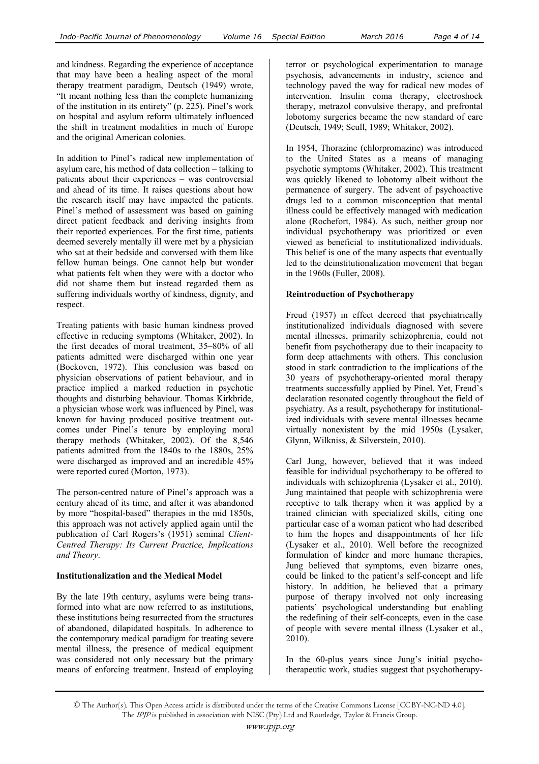and kindness. Regarding the experience of acceptance that may have been a healing aspect of the moral therapy treatment paradigm, Deutsch (1949) wrote, "It meant nothing less than the complete humanizing of the institution in its entirety" (p. 225). Pinel's work on hospital and asylum reform ultimately influenced the shift in treatment modalities in much of Europe and the original American colonies.

In addition to Pinel's radical new implementation of asylum care, his method of data collection – talking to patients about their experiences – was controversial and ahead of its time. It raises questions about how the research itself may have impacted the patients. Pinel's method of assessment was based on gaining direct patient feedback and deriving insights from their reported experiences. For the first time, patients deemed severely mentally ill were met by a physician who sat at their bedside and conversed with them like fellow human beings. One cannot help but wonder what patients felt when they were with a doctor who did not shame them but instead regarded them as suffering individuals worthy of kindness, dignity, and respect.

Treating patients with basic human kindness proved effective in reducing symptoms (Whitaker, 2002). In the first decades of moral treatment, 35–80% of all patients admitted were discharged within one year (Bockoven, 1972). This conclusion was based on physician observations of patient behaviour, and in practice implied a marked reduction in psychotic thoughts and disturbing behaviour. Thomas Kirkbride, a physician whose work was influenced by Pinel, was known for having produced positive treatment outcomes under Pinel's tenure by employing moral therapy methods (Whitaker, 2002). Of the 8,546 patients admitted from the 1840s to the 1880s, 25% were discharged as improved and an incredible 45% were reported cured (Morton, 1973).

The person-centred nature of Pinel's approach was a century ahead of its time, and after it was abandoned by more "hospital-based" therapies in the mid 1850s, this approach was not actively applied again until the publication of Carl Rogers's (1951) seminal *Client-Centred Therapy: Its Current Practice, Implications and Theory*.

**Institutionalization and the Medical Model**

By the late 19th century, asylums were being transformed into what are now referred to as institutions, these institutions being resurrected from the structures of abandoned, dilapidated hospitals. In adherence to the contemporary medical paradigm for treating severe mental illness, the presence of medical equipment was considered not only necessary but the primary means of enforcing treatment. Instead of employing terror or psychological experimentation to manage psychosis, advancements in industry, science and technology paved the way for radical new modes of intervention. Insulin coma therapy, electroshock therapy, metrazol convulsive therapy, and prefrontal lobotomy surgeries became the new standard of care (Deutsch, 1949; Scull, 1989; Whitaker, 2002).

In 1954, Thorazine (chlorpromazine) was introduced to the United States as a means of managing psychotic symptoms (Whitaker, 2002). This treatment was quickly likened to lobotomy albeit without the permanence of surgery. The advent of psychoactive drugs led to a common misconception that mental illness could be effectively managed with medication alone (Rochefort, 1984). As such, neither group nor individual psychotherapy was prioritized or even viewed as beneficial to institutionalized individuals. This belief is one of the many aspects that eventually led to the deinstitutionalization movement that began in the 1960s (Fuller, 2008).

**Reintroduction of Psychotherapy**

Freud (1957) in effect decreed that psychiatrically institutionalized individuals diagnosed with severe mental illnesses, primarily schizophrenia, could not benefit from psychotherapy due to their incapacity to form deep attachments with others. This conclusion stood in stark contradiction to the implications of the 30 years of psychotherapy-oriented moral therapy treatments successfully applied by Pinel. Yet, Freud's declaration resonated cogently throughout the field of psychiatry. As a result, psychotherapy for institutionalized individuals with severe mental illnesses became virtually nonexistent by the mid 1950s (Lysaker, Glynn, Wilkniss, & Silverstein, 2010).

Carl Jung, however, believed that it was indeed feasible for individual psychotherapy to be offered to individuals with schizophrenia (Lysaker et al., 2010). Jung maintained that people with schizophrenia were receptive to talk therapy when it was applied by a trained clinician with specialized skills, citing one particular case of a woman patient who had described to him the hopes and disappointments of her life (Lysaker et al., 2010). Well before the recognized formulation of kinder and more humane therapies, Jung believed that symptoms, even bizarre ones, could be linked to the patient's self-concept and life history. In addition, he believed that a primary purpose of therapy involved not only increasing patients' psychological understanding but enabling the redefining of their self-concepts, even in the case of people with severe mental illness (Lysaker et al., 2010).

In the 60-plus years since Jung's initial psychotherapeutic work, studies suggest that psychotherapy-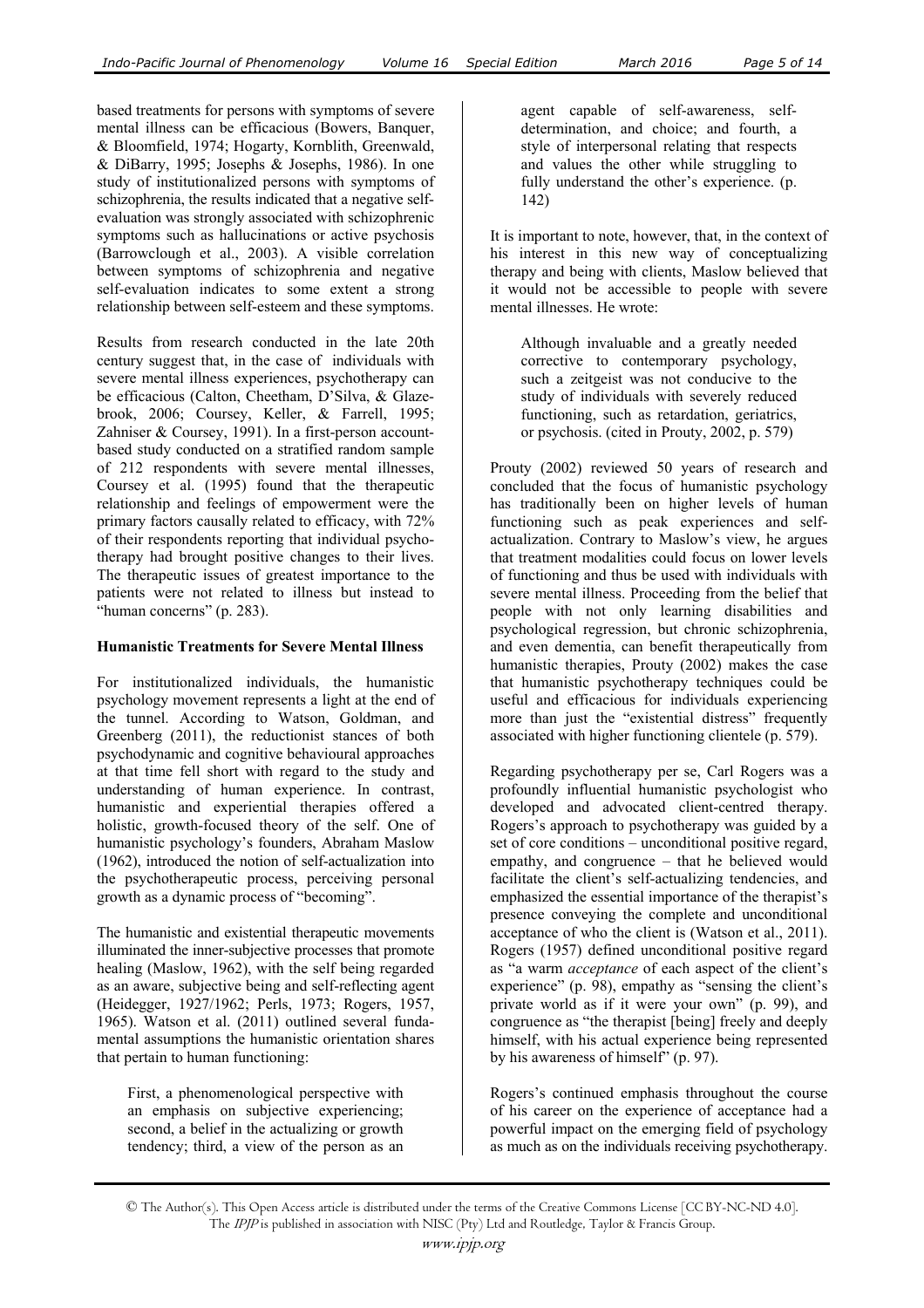based treatments for persons with symptoms of severe mental illness can be efficacious (Bowers, Banquer, & Bloomfield, 1974; Hogarty, Kornblith, Greenwald, & DiBarry, 1995; Josephs & Josephs, 1986). In one study of institutionalized persons with symptoms of schizophrenia, the results indicated that a negative self-evaluation was strongly associated with schizophrenic symptoms such as hallucinations or active psychosis (Barrowclough et al., 2003). A visible correlation between symptoms of schizophrenia and negative self-evaluation indicates to some extent a strong relationship between self-esteem and these symptoms.

Results from research conducted in the late 20th century suggest that, in the case of individuals with severe mental illness experiences, psychotherapy can be efficacious (Calton, Cheetham, D'Silva, & Glazebrook, 2006; Coursey, Keller, & Farrell, 1995; Zahniser & Coursey, 1991). In a first-person account-based study conducted on a stratified random sample of 212 respondents with severe mental illnesses, Coursey et al. (1995) found that the therapeutic relationship and feelings of empowerment were the primary factors causally related to efficacy, with 72% of their respondents reporting that individual psychotherapy had brought positive changes to their lives. The therapeutic issues of greatest importance to the patients were not related to illness but instead to "human concerns" (p. 283).

### Humanistic Treatments for Severe Mental Illness

For institutionalized individuals, the humanistic psychology movement represents a light at the end of the tunnel. According to Watson, Goldman, and Greenberg (2011), the reductionist stances of both psychodynamic and cognitive behavioural approaches at that time fell short with regard to the study and understanding of human experience. In contrast, humanistic and experiential therapies offered a holistic, growth-focused theory of the self. One of humanistic psychology's founders, Abraham Maslow (1962), introduced the notion of self-actualization into the psychotherapeutic process, perceiving personal growth as a dynamic process of "becoming".

The humanistic and existential therapeutic movements illuminated the inner-subjective processes that promote healing (Maslow, 1962), with the self being regarded as an aware, subjective being and self-reflecting agent (Heidegger, 1927/1962; Perls, 1973; Rogers, 1957, 1965). Watson et al. (2011) outlined several fundamental assumptions the humanistic orientation shares that pertain to human functioning:

> First, a phenomenological perspective with an emphasis on subjective experiencing; second, a belief in the actualizing or growth tendency; third, a view of the person as an agent capable of self-awareness, self-determination, and choice; and fourth, a style of interpersonal relating that respects and values the other while struggling to fully understand the other's experience. (p. 142)

It is important to note, however, that, in the context of his interest in this new way of conceptualizing therapy and being with clients, Maslow believed that it would not be accessible to people with severe mental illnesses. He wrote:

> Although invaluable and a greatly needed corrective to contemporary psychology, such a zeitgeist was not conducive to the study of individuals with severely reduced functioning, such as retardation, geriatrics, or psychosis. (cited in Prouty, 2002, p. 579)

Prouty (2002) reviewed 50 years of research and concluded that the focus of humanistic psychology has traditionally been on higher levels of human functioning such as peak experiences and self-actualization. Contrary to Maslow's view, he argues that treatment modalities could focus on lower levels of functioning and thus be used with individuals with severe mental illness. Proceeding from the belief that people with not only learning disabilities and psychological regression, but chronic schizophrenia, and even dementia, can benefit therapeutically from humanistic therapies, Prouty (2002) makes the case that humanistic psychotherapy techniques could be useful and efficacious for individuals experiencing more than just the "existential distress" frequently associated with higher functioning clientele (p. 579).

Regarding psychotherapy per se, Carl Rogers was a profoundly influential humanistic psychologist who developed and advocated client-centred therapy. Rogers's approach to psychotherapy was guided by a set of core conditions – unconditional positive regard, empathy, and congruence – that he believed would facilitate the client's self-actualizing tendencies, and emphasized the essential importance of the therapist's presence conveying the complete and unconditional acceptance of who the client is (Watson et al., 2011). Rogers (1957) defined unconditional positive regard as "a warm *acceptance* of each aspect of the client's experience" (p. 98), empathy as "sensing the client's private world as if it were your own" (p. 99), and congruence as "the therapist [being] freely and deeply himself, with his actual experience being represented by his awareness of himself" (p. 97).

Rogers's continued emphasis throughout the course of his career on the experience of acceptance had a powerful impact on the emerging field of psychology as much as on the individuals receiving psychotherapy.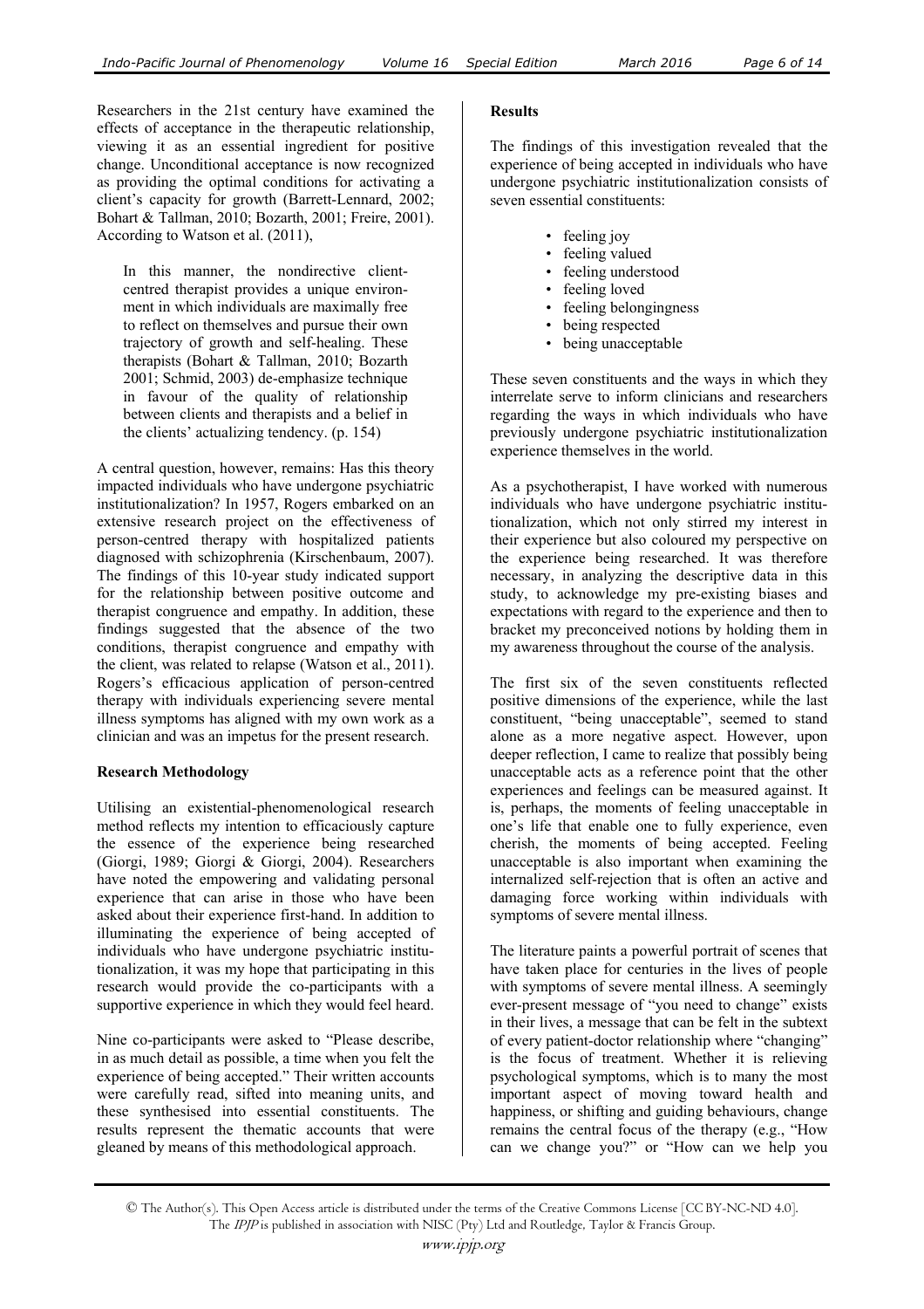Researchers in the 21st century have examined the effects of acceptance in the therapeutic relationship, viewing it as an essential ingredient for positive change. Unconditional acceptance is now recognized as providing the optimal conditions for activating a client's capacity for growth (Barrett-Lennard, 2002; Bohart & Tallman, 2010; Bozarth, 2001; Freire, 2001). According to Watson et al. (2011),

> In this manner, the nondirective client-centred therapist provides a unique environment in which individuals are maximally free to reflect on themselves and pursue their own trajectory of growth and self-healing. These therapists (Bohart & Tallman, 2010; Bozarth 2001; Schmid, 2003) de-emphasize technique in favour of the quality of relationship between clients and therapists and a belief in the clients' actualizing tendency. (p. 154)

A central question, however, remains: Has this theory impacted individuals who have undergone psychiatric institutionalization? In 1957, Rogers embarked on an extensive research project on the effectiveness of person-centred therapy with hospitalized patients diagnosed with schizophrenia (Kirschenbaum, 2007). The findings of this 10-year study indicated support for the relationship between positive outcome and therapist congruence and empathy. In addition, these findings suggested that the absence of the two conditions, therapist congruence and empathy with the client, was related to relapse (Watson et al., 2011). Rogers's efficacious application of person-centred therapy with individuals experiencing severe mental illness symptoms has aligned with my own work as a clinician and was an impetus for the present research.

**Research Methodology**

Utilising an existential-phenomenological research method reflects my intention to efficaciously capture the essence of the experience being researched (Giorgi, 1989; Giorgi & Giorgi, 2004). Researchers have noted the empowering and validating personal experience that can arise in those who have been asked about their experience first-hand. In addition to illuminating the experience of being accepted of individuals who have undergone psychiatric institutionalization, it was my hope that participating in this research would provide the co-participants with a supportive experience in which they would feel heard.

Nine co-participants were asked to "Please describe, in as much detail as possible, a time when you felt the experience of being accepted." Their written accounts were carefully read, sifted into meaning units, and these synthesised into essential constituents. The results represent the thematic accounts that were gleaned by means of this methodological approach.

**Results**

The findings of this investigation revealed that the experience of being accepted in individuals who have undergone psychiatric institutionalization consists of seven essential constituents:

- feeling joy
- feeling valued
- feeling understood
- feeling loved
- feeling belongingness
- being respected
- being unacceptable

These seven constituents and the ways in which they interrelate serve to inform clinicians and researchers regarding the ways in which individuals who have previously undergone psychiatric institutionalization experience themselves in the world.

As a psychotherapist, I have worked with numerous individuals who have undergone psychiatric institutionalization, which not only stirred my interest in their experience but also coloured my perspective on the experience being researched. It was therefore necessary, in analyzing the descriptive data in this study, to acknowledge my pre-existing biases and expectations with regard to the experience and then to bracket my preconceived notions by holding them in my awareness throughout the course of the analysis.

The first six of the seven constituents reflected positive dimensions of the experience, while the last constituent, "being unacceptable", seemed to stand alone as a more negative aspect. However, upon deeper reflection, I came to realize that possibly being unacceptable acts as a reference point that the other experiences and feelings can be measured against. It is, perhaps, the moments of feeling unacceptable in one's life that enable one to fully experience, even cherish, the moments of being accepted. Feeling unacceptable is also important when examining the internalized self-rejection that is often an active and damaging force working within individuals with symptoms of severe mental illness.

The literature paints a powerful portrait of scenes that have taken place for centuries in the lives of people with symptoms of severe mental illness. A seemingly ever-present message of "you need to change" exists in their lives, a message that can be felt in the subtext of every patient-doctor relationship where "changing" is the focus of treatment. Whether it is relieving psychological symptoms, which is to many the most important aspect of moving toward health and happiness, or shifting and guiding behaviours, change remains the central focus of the therapy (e.g., "How can we change you?" or "How can we help you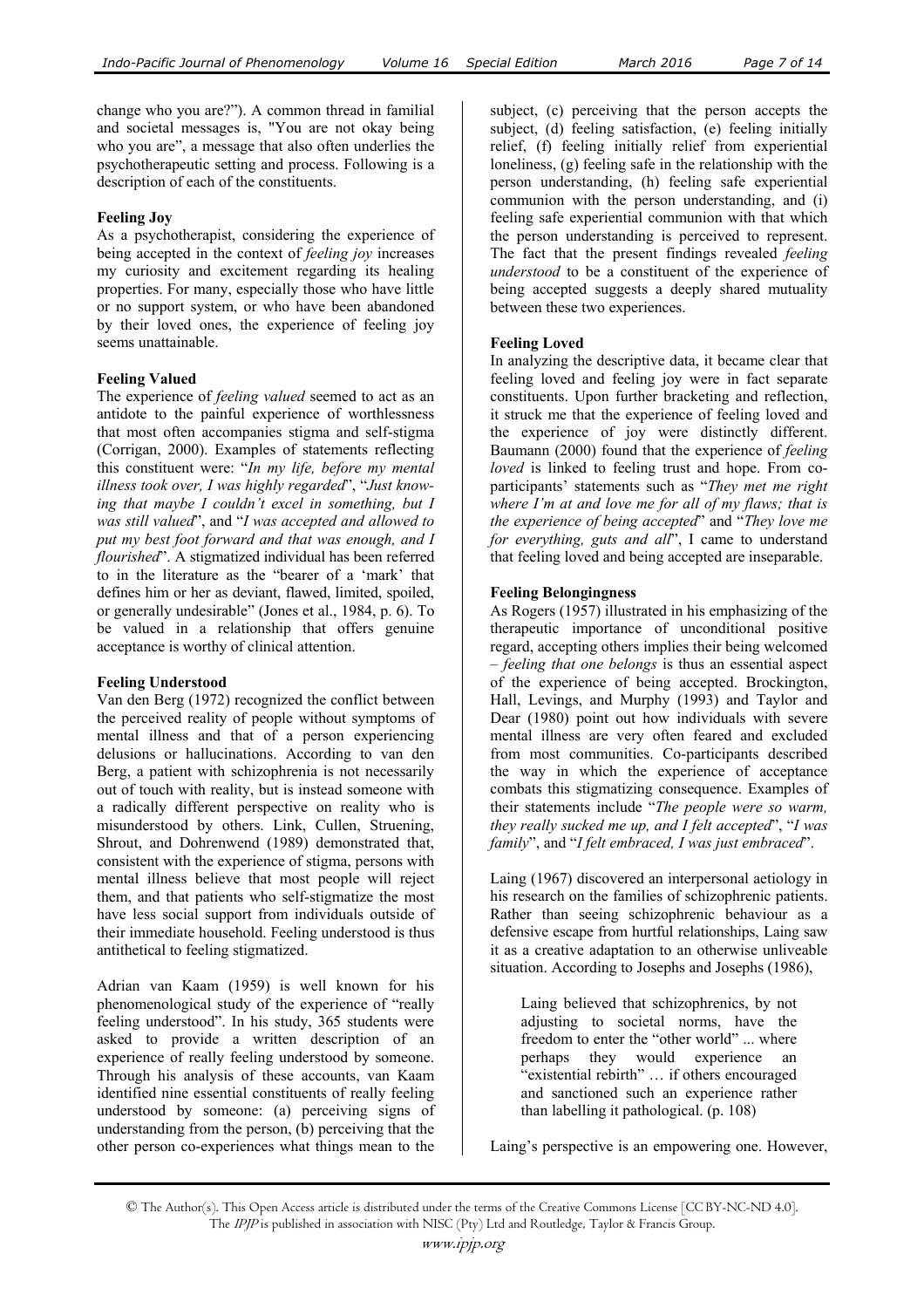change who you are?"). A common thread in familial and societal messages is, "You are not okay being who you are", a message that also often underlies the psychotherapeutic setting and process. Following is a description of each of the constituents.

### Feeling Joy

As a psychotherapist, considering the experience of being accepted in the context of *feeling joy* increases my curiosity and excitement regarding its healing properties. For many, especially those who have little or no support system, or who have been abandoned by their loved ones, the experience of feeling joy seems unattainable.

### Feeling Valued

The experience of *feeling valued* seemed to act as an antidote to the painful experience of worthlessness that most often accompanies stigma and self-stigma (Corrigan, 2000). Examples of statements reflecting this constituent were: "*In my life, before my mental illness took over, I was highly regarded*", "*Just knowing that maybe I couldn't excel in something, but I was still valued*", and "*I was accepted and allowed to put my best foot forward and that was enough, and I flourished*". A stigmatized individual has been referred to in the literature as the "bearer of a 'mark' that defines him or her as deviant, flawed, limited, spoiled, or generally undesirable" (Jones et al., 1984, p. 6). To be valued in a relationship that offers genuine acceptance is worthy of clinical attention.

### Feeling Understood

Van den Berg (1972) recognized the conflict between the perceived reality of people without symptoms of mental illness and that of a person experiencing delusions or hallucinations. According to van den Berg, a patient with schizophrenia is not necessarily out of touch with reality, but is instead someone with a radically different perspective on reality who is misunderstood by others. Link, Cullen, Struening, Shrout, and Dohrenwend (1989) demonstrated that, consistent with the experience of stigma, persons with mental illness believe that most people will reject them, and that patients who self-stigmatize the most have less social support from individuals outside of their immediate household. Feeling understood is thus antithetical to feeling stigmatized.

Adrian van Kaam (1959) is well known for his phenomenological study of the experience of "really feeling understood". In his study, 365 students were asked to provide a written description of an experience of really feeling understood by someone. Through his analysis of these accounts, van Kaam identified nine essential constituents of really feeling understood by someone: (a) perceiving signs of understanding from the person, (b) perceiving that the other person co-experiences what things mean to the subject, (c) perceiving that the person accepts the subject, (d) feeling satisfaction, (e) feeling initially relief, (f) feeling initially relief from experiential loneliness, (g) feeling safe in the relationship with the person understanding, (h) feeling safe experiential communion with the person understanding, and (i) feeling safe experiential communion with that which the person understanding is perceived to represent. The fact that the present findings revealed *feeling understood* to be a constituent of the experience of being accepted suggests a deeply shared mutuality between these two experiences.

### Feeling Loved

In analyzing the descriptive data, it became clear that feeling loved and feeling joy were in fact separate constituents. Upon further bracketing and reflection, it struck me that the experience of feeling loved and the experience of joy were distinctly different. Baumann (2000) found that the experience of *feeling loved* is linked to feeling trust and hope. From co-participants' statements such as "*They met me right where I'm at and love me for all of my flaws; that is the experience of being accepted*" and "*They love me for everything, guts and all*", I came to understand that feeling loved and being accepted are inseparable.

### Feeling Belongingness

As Rogers (1957) illustrated in his emphasizing of the therapeutic importance of unconditional positive regard, accepting others implies their being welcomed – *feeling that one belongs* is thus an essential aspect of the experience of being accepted. Brockington, Hall, Levings, and Murphy (1993) and Taylor and Dear (1980) point out how individuals with severe mental illness are very often feared and excluded from most communities. Co-participants described the way in which the experience of acceptance combats this stigmatizing consequence. Examples of their statements include "*The people were so warm, they really sucked me up, and I felt accepted*", "*I was family*", and "*I felt embraced, I was just embraced*".

Laing (1967) discovered an interpersonal aetiology in his research on the families of schizophrenic patients. Rather than seeing schizophrenic behaviour as a defensive escape from hurtful relationships, Laing saw it as a creative adaptation to an otherwise unliveable situation. According to Josephs and Josephs (1986),

> Laing believed that schizophrenics, by not adjusting to societal norms, have the freedom to enter the "other world" ... where perhaps they would experience an "existential rebirth" … if others encouraged and sanctioned such an experience rather than labelling it pathological. (p. 108)

Laing's perspective is an empowering one. However,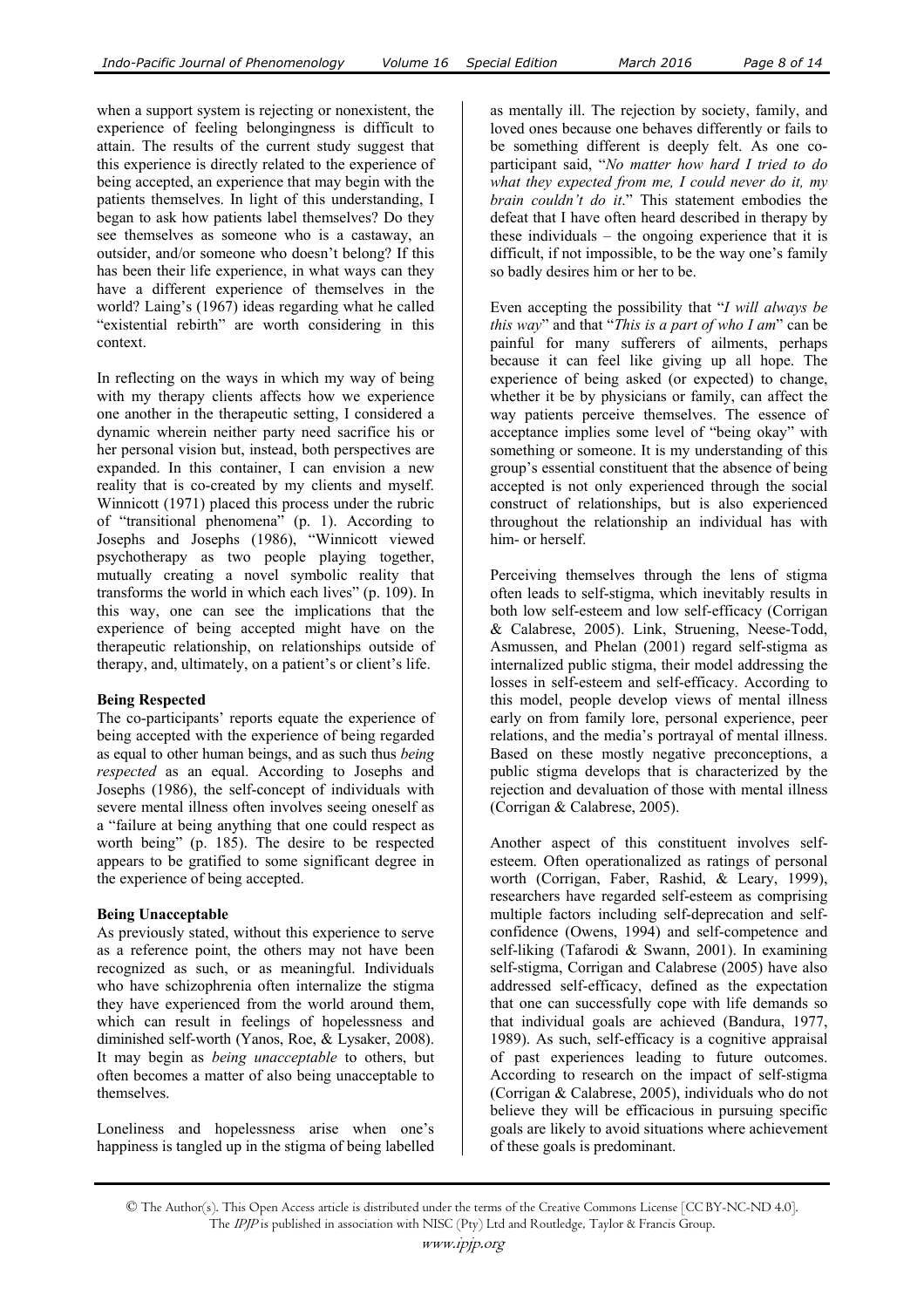when a support system is rejecting or nonexistent, the experience of feeling belongingness is difficult to attain. The results of the current study suggest that this experience is directly related to the experience of being accepted, an experience that may begin with the patients themselves. In light of this understanding, I began to ask how patients label themselves? Do they see themselves as someone who is a castaway, an outsider, and/or someone who doesn't belong? If this has been their life experience, in what ways can they have a different experience of themselves in the world? Laing's (1967) ideas regarding what he called "existential rebirth" are worth considering in this context.

In reflecting on the ways in which my way of being with my therapy clients affects how we experience one another in the therapeutic setting, I considered a dynamic wherein neither party need sacrifice his or her personal vision but, instead, both perspectives are expanded. In this container, I can envision a new reality that is co-created by my clients and myself. Winnicott (1971) placed this process under the rubric of "transitional phenomena" (p. 1). According to Josephs and Josephs (1986), "Winnicott viewed psychotherapy as two people playing together, mutually creating a novel symbolic reality that transforms the world in which each lives" (p. 109). In this way, one can see the implications that the experience of being accepted might have on the therapeutic relationship, on relationships outside of therapy, and, ultimately, on a patient's or client's life.

**Being Respected**

The co-participants' reports equate the experience of being accepted with the experience of being regarded as equal to other human beings, and as such thus *being respected* as an equal. According to Josephs and Josephs (1986), the self-concept of individuals with severe mental illness often involves seeing oneself as a "failure at being anything that one could respect as worth being" (p. 185). The desire to be respected appears to be gratified to some significant degree in the experience of being accepted.

**Being Unacceptable**

As previously stated, without this experience to serve as a reference point, the others may not have been recognized as such, or as meaningful. Individuals who have schizophrenia often internalize the stigma they have experienced from the world around them, which can result in feelings of hopelessness and diminished self-worth (Yanos, Roe, & Lysaker, 2008). It may begin as *being unacceptable* to others, but often becomes a matter of also being unacceptable to themselves.

Loneliness and hopelessness arise when one's happiness is tangled up in the stigma of being labelled as mentally ill. The rejection by society, family, and loved ones because one behaves differently or fails to be something different is deeply felt. As one co-participant said, "*No matter how hard I tried to do what they expected from me, I could never do it, my brain couldn't do it*." This statement embodies the defeat that I have often heard described in therapy by these individuals – the ongoing experience that it is difficult, if not impossible, to be the way one's family so badly desires him or her to be.

Even accepting the possibility that "*I will always be this way*" and that "*This is a part of who I am*" can be painful for many sufferers of ailments, perhaps because it can feel like giving up all hope. The experience of being asked (or expected) to change, whether it be by physicians or family, can affect the way patients perceive themselves. The essence of acceptance implies some level of "being okay" with something or someone. It is my understanding of this group's essential constituent that the absence of being accepted is not only experienced through the social construct of relationships, but is also experienced throughout the relationship an individual has with him- or herself.

Perceiving themselves through the lens of stigma often leads to self-stigma, which inevitably results in both low self-esteem and low self-efficacy (Corrigan & Calabrese, 2005). Link, Struening, Neese-Todd, Asmussen, and Phelan (2001) regard self-stigma as internalized public stigma, their model addressing the losses in self-esteem and self-efficacy. According to this model, people develop views of mental illness early on from family lore, personal experience, peer relations, and the media's portrayal of mental illness. Based on these mostly negative preconceptions, a public stigma develops that is characterized by the rejection and devaluation of those with mental illness (Corrigan & Calabrese, 2005).

Another aspect of this constituent involves self-esteem. Often operationalized as ratings of personal worth (Corrigan, Faber, Rashid, & Leary, 1999), researchers have regarded self-esteem as comprising multiple factors including self-deprecation and self-confidence (Owens, 1994) and self-competence and self-liking (Tafarodi & Swann, 2001). In examining self-stigma, Corrigan and Calabrese (2005) have also addressed self-efficacy, defined as the expectation that one can successfully cope with life demands so that individual goals are achieved (Bandura, 1977, 1989). As such, self-efficacy is a cognitive appraisal of past experiences leading to future outcomes. According to research on the impact of self-stigma (Corrigan & Calabrese, 2005), individuals who do not believe they will be efficacious in pursuing specific goals are likely to avoid situations where achievement of these goals is predominant.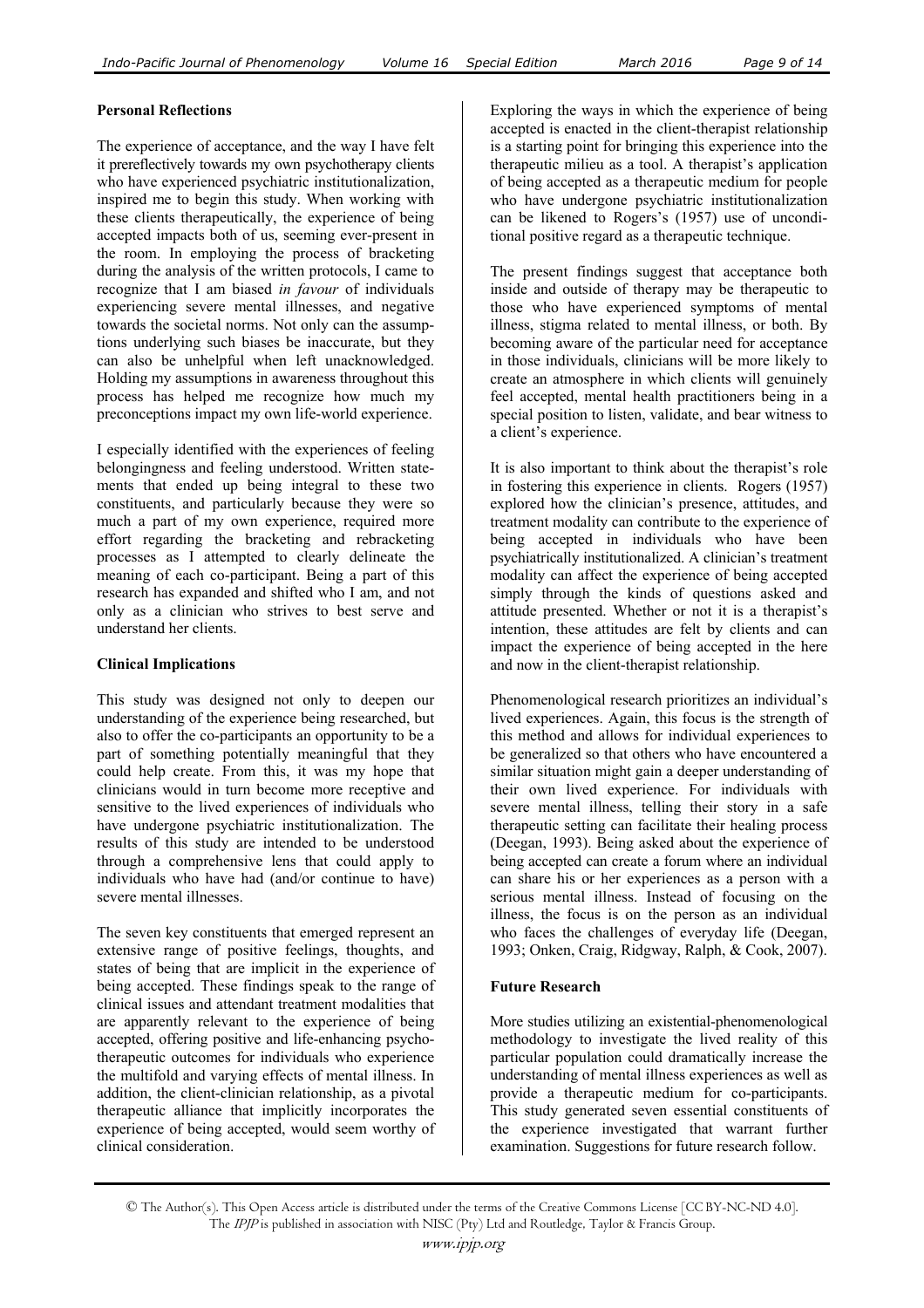**Personal Reflections**

The experience of acceptance, and the way I have felt it prereflectively towards my own psychotherapy clients who have experienced psychiatric institutionalization, inspired me to begin this study. When working with these clients therapeutically, the experience of being accepted impacts both of us, seeming ever-present in the room. In employing the process of bracketing during the analysis of the written protocols, I came to recognize that I am biased *in favour* of individuals experiencing severe mental illnesses, and negative towards the societal norms. Not only can the assumptions underlying such biases be inaccurate, but they can also be unhelpful when left unacknowledged. Holding my assumptions in awareness throughout this process has helped me recognize how much my preconceptions impact my own life-world experience.

I especially identified with the experiences of feeling belongingness and feeling understood. Written statements that ended up being integral to these two constituents, and particularly because they were so much a part of my own experience, required more effort regarding the bracketing and rebracketing processes as I attempted to clearly delineate the meaning of each co-participant. Being a part of this research has expanded and shifted who I am, and not only as a clinician who strives to best serve and understand her clients.

**Clinical Implications**

This study was designed not only to deepen our understanding of the experience being researched, but also to offer the co-participants an opportunity to be a part of something potentially meaningful that they could help create. From this, it was my hope that clinicians would in turn become more receptive and sensitive to the lived experiences of individuals who have undergone psychiatric institutionalization. The results of this study are intended to be understood through a comprehensive lens that could apply to individuals who have had (and/or continue to have) severe mental illnesses.

The seven key constituents that emerged represent an extensive range of positive feelings, thoughts, and states of being that are implicit in the experience of being accepted. These findings speak to the range of clinical issues and attendant treatment modalities that are apparently relevant to the experience of being accepted, offering positive and life-enhancing psychotherapeutic outcomes for individuals who experience the multifold and varying effects of mental illness. In addition, the client-clinician relationship, as a pivotal therapeutic alliance that implicitly incorporates the experience of being accepted, would seem worthy of clinical consideration.

Exploring the ways in which the experience of being accepted is enacted in the client-therapist relationship is a starting point for bringing this experience into the therapeutic milieu as a tool. A therapist's application of being accepted as a therapeutic medium for people who have undergone psychiatric institutionalization can be likened to Rogers's (1957) use of unconditional positive regard as a therapeutic technique.

The present findings suggest that acceptance both inside and outside of therapy may be therapeutic to those who have experienced symptoms of mental illness, stigma related to mental illness, or both. By becoming aware of the particular need for acceptance in those individuals, clinicians will be more likely to create an atmosphere in which clients will genuinely feel accepted, mental health practitioners being in a special position to listen, validate, and bear witness to a client's experience.

It is also important to think about the therapist's role in fostering this experience in clients. Rogers (1957) explored how the clinician's presence, attitudes, and treatment modality can contribute to the experience of being accepted in individuals who have been psychiatrically institutionalized. A clinician's treatment modality can affect the experience of being accepted simply through the kinds of questions asked and attitude presented. Whether or not it is a therapist's intention, these attitudes are felt by clients and can impact the experience of being accepted in the here and now in the client-therapist relationship.

Phenomenological research prioritizes an individual's lived experiences. Again, this focus is the strength of this method and allows for individual experiences to be generalized so that others who have encountered a similar situation might gain a deeper understanding of their own lived experience. For individuals with severe mental illness, telling their story in a safe therapeutic setting can facilitate their healing process (Deegan, 1993). Being asked about the experience of being accepted can create a forum where an individual can share his or her experiences as a person with a serious mental illness. Instead of focusing on the illness, the focus is on the person as an individual who faces the challenges of everyday life (Deegan, 1993; Onken, Craig, Ridgway, Ralph, & Cook, 2007).

**Future Research**

More studies utilizing an existential-phenomenological methodology to investigate the lived reality of this particular population could dramatically increase the understanding of mental illness experiences as well as provide a therapeutic medium for co-participants. This study generated seven essential constituents of the experience investigated that warrant further examination. Suggestions for future research follow.

© The Author(s). This Open Access article is distributed under the terms of the Creative Commons License [CC BY-NC-ND 4.0]. The *IPJP* is published in association with NISC (Pty) Ltd and Routledge, Taylor & Francis Group.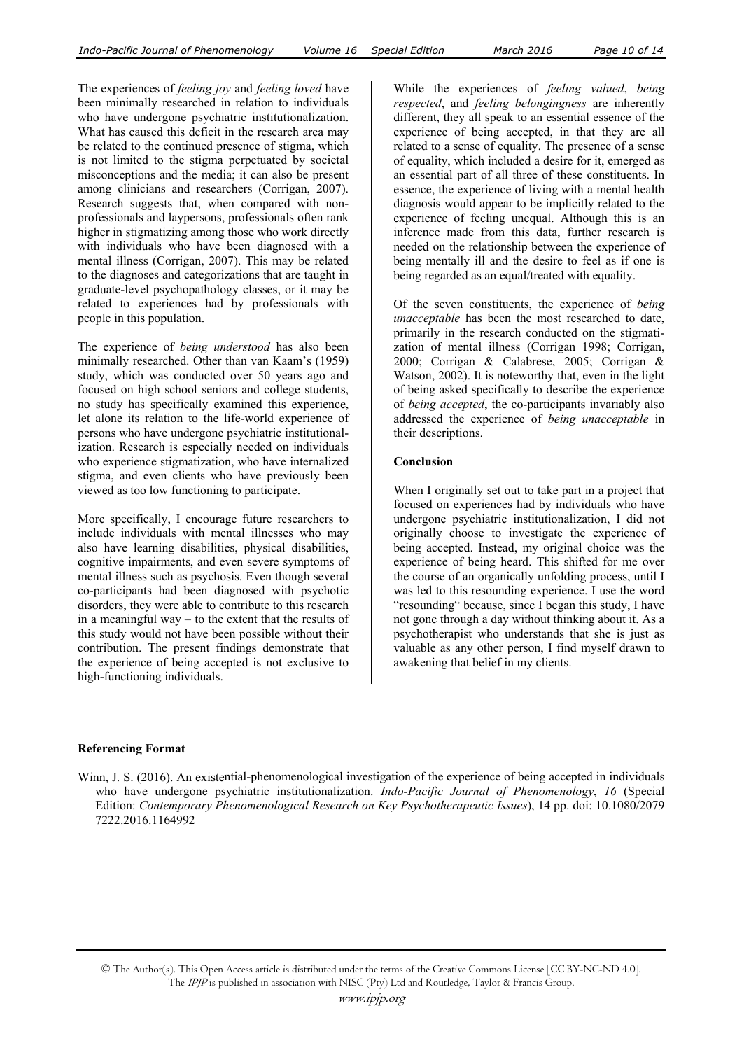The experiences of *feeling joy* and *feeling loved* have been minimally researched in relation to individuals who have undergone psychiatric institutionalization. What has caused this deficit in the research area may be related to the continued presence of stigma, which is not limited to the stigma perpetuated by societal misconceptions and the media; it can also be present among clinicians and researchers (Corrigan, 2007). Research suggests that, when compared with non-professionals and laypersons, professionals often rank higher in stigmatizing among those who work directly with individuals who have been diagnosed with a mental illness (Corrigan, 2007). This may be related to the diagnoses and categorizations that are taught in graduate-level psychopathology classes, or it may be related to experiences had by professionals with people in this population.

The experience of *being understood* has also been minimally researched. Other than van Kaam's (1959) study, which was conducted over 50 years ago and focused on high school seniors and college students, no study has specifically examined this experience, let alone its relation to the life-world experience of persons who have undergone psychiatric institutionalization. Research is especially needed on individuals who experience stigmatization, who have internalized stigma, and even clients who have previously been viewed as too low functioning to participate.

More specifically, I encourage future researchers to include individuals with mental illnesses who may also have learning disabilities, physical disabilities, cognitive impairments, and even severe symptoms of mental illness such as psychosis. Even though several co-participants had been diagnosed with psychotic disorders, they were able to contribute to this research in a meaningful way – to the extent that the results of this study would not have been possible without their contribution. The present findings demonstrate that the experience of being accepted is not exclusive to high-functioning individuals.

While the experiences of *feeling valued*, *being respected*, and *feeling belongingness* are inherently different, they all speak to an essential essence of the experience of being accepted, in that they are all related to a sense of equality. The presence of a sense of equality, which included a desire for it, emerged as an essential part of all three of these constituents. In essence, the experience of living with a mental health diagnosis would appear to be implicitly related to the experience of feeling unequal. Although this is an inference made from this data, further research is needed on the relationship between the experience of being mentally ill and the desire to feel as if one is being regarded as an equal/treated with equality.

Of the seven constituents, the experience of *being unacceptable* has been the most researched to date, primarily in the research conducted on the stigmatization of mental illness (Corrigan 1998; Corrigan, 2000; Corrigan & Calabrese, 2005; Corrigan & Watson, 2002). It is noteworthy that, even in the light of being asked specifically to describe the experience of *being accepted*, the co-participants invariably also addressed the experience of *being unacceptable* in their descriptions.

## Conclusion

When I originally set out to take part in a project that focused on experiences had by individuals who have undergone psychiatric institutionalization, I did not originally choose to investigate the experience of being accepted. Instead, my original choice was the experience of being heard. This shifted for me over the course of an organically unfolding process, until I was led to this resounding experience. I use the word "resounding" because, since I began this study, I have not gone through a day without thinking about it. As a psychotherapist who understands that she is just as valuable as any other person, I find myself drawn to awakening that belief in my clients.

## Referencing Format

Winn, J. S. (2016). An existential-phenomenological investigation of the experience of being accepted in individuals who have undergone psychiatric institutionalization. *Indo-Pacific Journal of Phenomenology*, *16* (Special Edition: *Contemporary Phenomenological Research on Key Psychotherapeutic Issues*), 14 pp. doi: 10.1080/20797222.2016.1164992

© The Author(s). This Open Access article is distributed under the terms of the Creative Commons License [CC BY-NC-ND 4.0]. The *IPJP* is published in association with NISC (Pty) Ltd and Routledge, Taylor & Francis Group.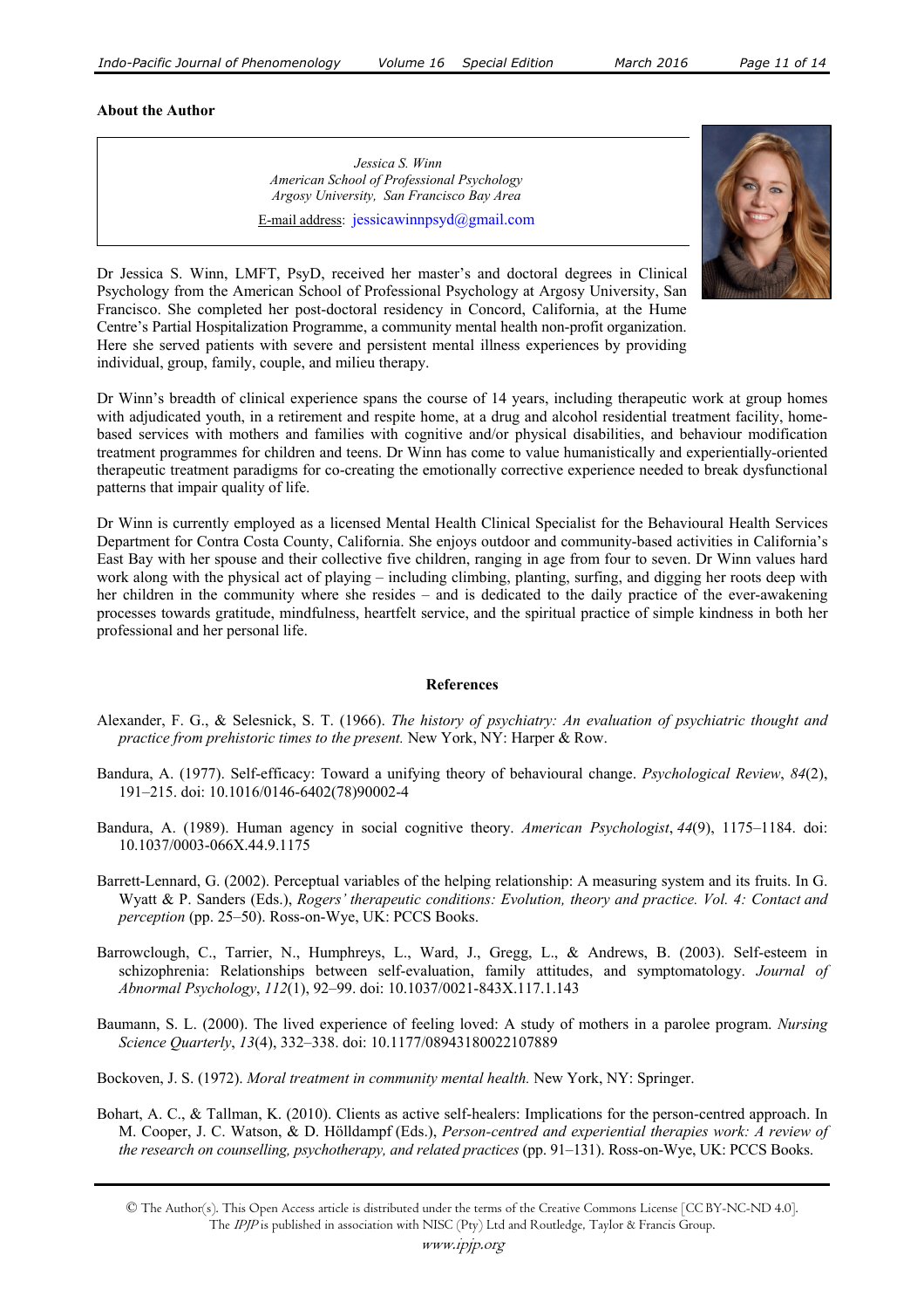**About the Author**

*Jessica S. Winn*
*American School of Professional Psychology*
*Argosy University, San Francisco Bay Area*

E-mail address: jessicawinnpsyd@gmail.com

Dr Jessica S. Winn, LMFT, PsyD, received her master's and doctoral degrees in Clinical Psychology from the American School of Professional Psychology at Argosy University, San Francisco. She completed her post-doctoral residency in Concord, California, at the Hume Centre's Partial Hospitalization Programme, a community mental health non-profit organization. Here she served patients with severe and persistent mental illness experiences by providing individual, group, family, couple, and milieu therapy.

Dr Winn's breadth of clinical experience spans the course of 14 years, including therapeutic work at group homes with adjudicated youth, in a retirement and respite home, at a drug and alcohol residential treatment facility, home-based services with mothers and families with cognitive and/or physical disabilities, and behaviour modification treatment programmes for children and teens. Dr Winn has come to value humanistically and experientially-oriented therapeutic treatment paradigms for co-creating the emotionally corrective experience needed to break dysfunctional patterns that impair quality of life.

Dr Winn is currently employed as a licensed Mental Health Clinical Specialist for the Behavioural Health Services Department for Contra Costa County, California. She enjoys outdoor and community-based activities in California's East Bay with her spouse and their collective five children, ranging in age from four to seven. Dr Winn values hard work along with the physical act of playing – including climbing, planting, surfing, and digging her roots deep with her children in the community where she resides – and is dedicated to the daily practice of the ever-awakening processes towards gratitude, mindfulness, heartfelt service, and the spiritual practice of simple kindness in both her professional and her personal life.

## References

Alexander, F. G., & Selesnick, S. T. (1966). *The history of psychiatry: An evaluation of psychiatric thought and practice from prehistoric times to the present.* New York, NY: Harper & Row.

Bandura, A. (1977). Self-efficacy: Toward a unifying theory of behavioural change. *Psychological Review*, *84*(2), 191–215. doi: 10.1016/0146-6402(78)90002-4

Bandura, A. (1989). Human agency in social cognitive theory. *American Psychologist*, *44*(9), 1175–1184. doi: 10.1037/0003-066X.44.9.1175

Barrett-Lennard, G. (2002). Perceptual variables of the helping relationship: A measuring system and its fruits. In G. Wyatt & P. Sanders (Eds.), *Rogers' therapeutic conditions: Evolution, theory and practice. Vol. 4: Contact and perception* (pp. 25–50). Ross-on-Wye, UK: PCCS Books.

Barrowclough, C., Tarrier, N., Humphreys, L., Ward, J., Gregg, L., & Andrews, B. (2003). Self-esteem in schizophrenia: Relationships between self-evaluation, family attitudes, and symptomatology. *Journal of Abnormal Psychology*, *112*(1), 92–99. doi: 10.1037/0021-843X.117.1.143

Baumann, S. L. (2000). The lived experience of feeling loved: A study of mothers in a parolee program. *Nursing Science Quarterly*, *13*(4), 332–338. doi: 10.1177/08943180022107889

Bockoven, J. S. (1972). *Moral treatment in community mental health.* New York, NY: Springer.

Bohart, A. C., & Tallman, K. (2010). Clients as active self-healers: Implications for the person-centred approach. In M. Cooper, J. C. Watson, & D. Hölldampf (Eds.), *Person-centred and experiential therapies work: A review of the research on counselling, psychotherapy, and related practices* (pp. 91–131). Ross-on-Wye, UK: PCCS Books.

© The Author(s). This Open Access article is distributed under the terms of the Creative Commons License [CC BY-NC-ND 4.0].
The *IPJP* is published in association with NISC (Pty) Ltd and Routledge, Taylor & Francis Group.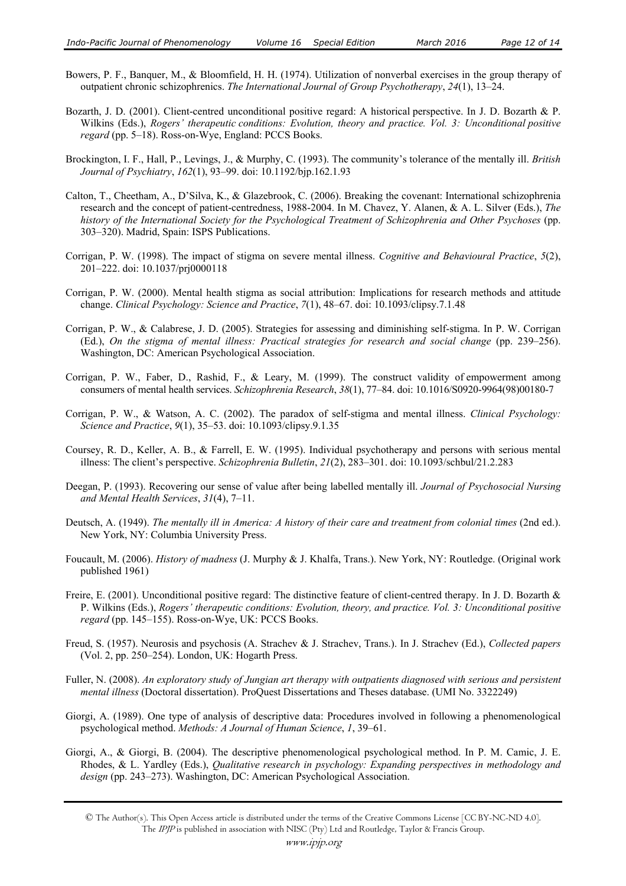Bowers, P. F., Banquer, M., & Bloomfield, H. H. (1974). Utilization of nonverbal exercises in the group therapy of outpatient chronic schizophrenics. *The International Journal of Group Psychotherapy*, *24*(1), 13–24.

Bozarth, J. D. (2001). Client-centred unconditional positive regard: A historical perspective. In J. D. Bozarth & P. Wilkins (Eds.), *Rogers' therapeutic conditions: Evolution, theory and practice. Vol. 3: Unconditional positive regard* (pp. 5–18). Ross-on-Wye, England: PCCS Books.

Brockington, I. F., Hall, P., Levings, J., & Murphy, C. (1993). The community's tolerance of the mentally ill. *British Journal of Psychiatry*, *162*(1), 93–99. doi: 10.1192/bjp.162.1.93

Calton, T., Cheetham, A., D'Silva, K., & Glazebrook, C. (2006). Breaking the covenant: International schizophrenia research and the concept of patient-centredness, 1988-2004. In M. Chavez, Y. Alanen, & A. L. Silver (Eds.), *The history of the International Society for the Psychological Treatment of Schizophrenia and Other Psychoses* (pp. 303–320). Madrid, Spain: ISPS Publications.

Corrigan, P. W. (1998). The impact of stigma on severe mental illness. *Cognitive and Behavioural Practice*, *5*(2), 201–222. doi: 10.1037/prj0000118

Corrigan, P. W. (2000). Mental health stigma as social attribution: Implications for research methods and attitude change. *Clinical Psychology: Science and Practice*, *7*(1), 48–67. doi: 10.1093/clipsy.7.1.48

Corrigan, P. W., & Calabrese, J. D. (2005). Strategies for assessing and diminishing self-stigma. In P. W. Corrigan (Ed.), *On the stigma of mental illness: Practical strategies for research and social change* (pp. 239–256). Washington, DC: American Psychological Association.

Corrigan, P. W., Faber, D., Rashid, F., & Leary, M. (1999). The construct validity of empowerment among consumers of mental health services. *Schizophrenia Research*, *38*(1), 77–84. doi: 10.1016/S0920-9964(98)00180-7

Corrigan, P. W., & Watson, A. C. (2002). The paradox of self-stigma and mental illness. *Clinical Psychology: Science and Practice*, *9*(1), 35–53. doi: 10.1093/clipsy.9.1.35

Coursey, R. D., Keller, A. B., & Farrell, E. W. (1995). Individual psychotherapy and persons with serious mental illness: The client's perspective. *Schizophrenia Bulletin*, *21*(2), 283–301. doi: 10.1093/schbul/21.2.283

Deegan, P. (1993). Recovering our sense of value after being labelled mentally ill. *Journal of Psychosocial Nursing and Mental Health Services*, *31*(4), 7–11.

Deutsch, A. (1949). *The mentally ill in America: A history of their care and treatment from colonial times* (2nd ed.). New York, NY: Columbia University Press.

Foucault, M. (2006). *History of madness* (J. Murphy & J. Khalfa, Trans.). New York, NY: Routledge. (Original work published 1961)

Freire, E. (2001). Unconditional positive regard: The distinctive feature of client-centred therapy. In J. D. Bozarth & P. Wilkins (Eds.), *Rogers' therapeutic conditions: Evolution, theory, and practice. Vol. 3: Unconditional positive regard* (pp. 145–155). Ross-on-Wye, UK: PCCS Books.

Freud, S. (1957). Neurosis and psychosis (A. Strachev & J. Strachev, Trans.). In J. Strachev (Ed.), *Collected papers* (Vol. 2, pp. 250–254). London, UK: Hogarth Press.

Fuller, N. (2008). *An exploratory study of Jungian art therapy with outpatients diagnosed with serious and persistent mental illness* (Doctoral dissertation). ProQuest Dissertations and Theses database. (UMI No. 3322249)

Giorgi, A. (1989). One type of analysis of descriptive data: Procedures involved in following a phenomenological psychological method. *Methods: A Journal of Human Science*, *1*, 39–61.

Giorgi, A., & Giorgi, B. (2004). The descriptive phenomenological psychological method. In P. M. Camic, J. E. Rhodes, & L. Yardley (Eds.), *Qualitative research in psychology: Expanding perspectives in methodology and design* (pp. 243–273). Washington, DC: American Psychological Association.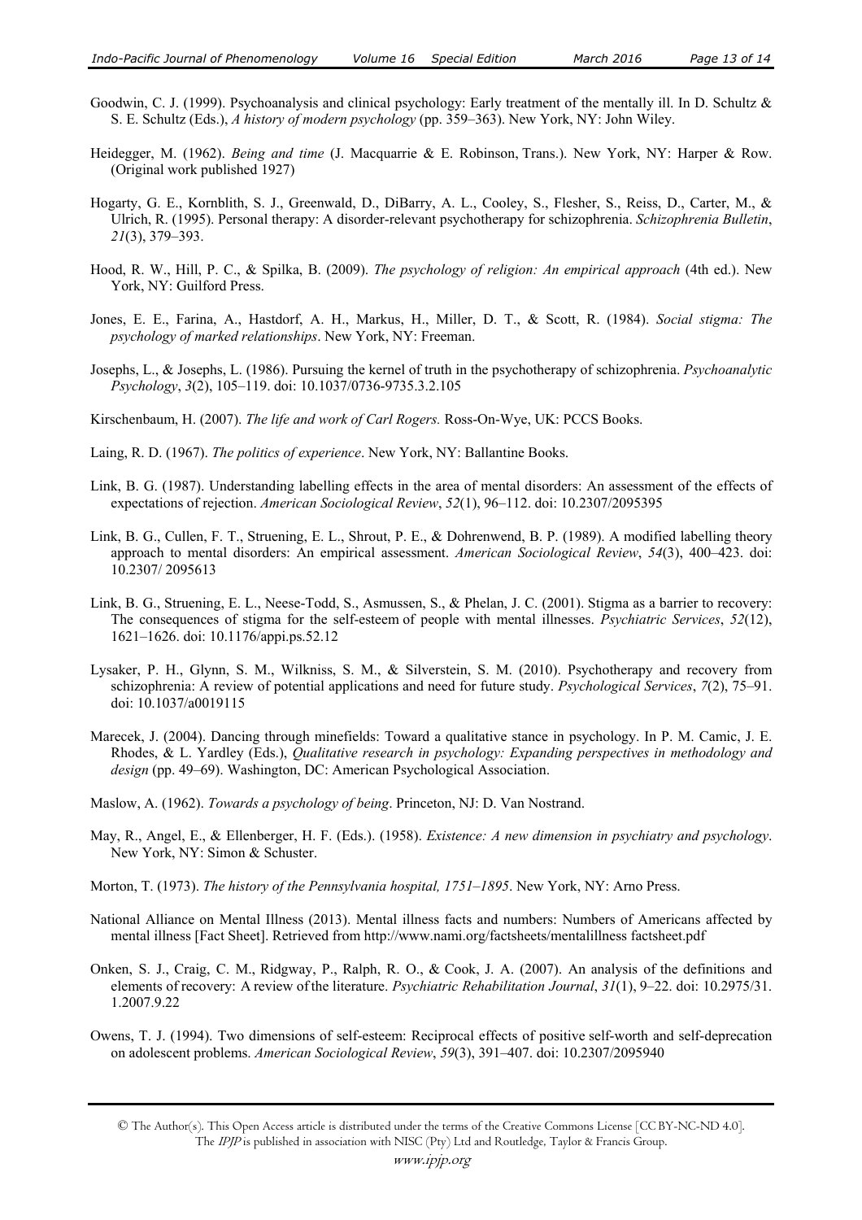Goodwin, C. J. (1999). Psychoanalysis and clinical psychology: Early treatment of the mentally ill. In D. Schultz & S. E. Schultz (Eds.), *A history of modern psychology* (pp. 359–363). New York, NY: John Wiley.

Heidegger, M. (1962). *Being and time* (J. Macquarrie & E. Robinson, Trans.). New York, NY: Harper & Row. (Original work published 1927)

Hogarty, G. E., Kornblith, S. J., Greenwald, D., DiBarry, A. L., Cooley, S., Flesher, S., Reiss, D., Carter, M., & Ulrich, R. (1995). Personal therapy: A disorder-relevant psychotherapy for schizophrenia. *Schizophrenia Bulletin*, *21*(3), 379–393.

Hood, R. W., Hill, P. C., & Spilka, B. (2009). *The psychology of religion: An empirical approach* (4th ed.). New York, NY: Guilford Press.

Jones, E. E., Farina, A., Hastdorf, A. H., Markus, H., Miller, D. T., & Scott, R. (1984). *Social stigma: The psychology of marked relationships*. New York, NY: Freeman.

Josephs, L., & Josephs, L. (1986). Pursuing the kernel of truth in the psychotherapy of schizophrenia. *Psychoanalytic Psychology*, *3*(2), 105–119. doi: 10.1037/0736-9735.3.2.105

Kirschenbaum, H. (2007). *The life and work of Carl Rogers.* Ross-On-Wye, UK: PCCS Books.

Laing, R. D. (1967). *The politics of experience*. New York, NY: Ballantine Books.

Link, B. G. (1987). Understanding labelling effects in the area of mental disorders: An assessment of the effects of expectations of rejection. *American Sociological Review*, *52*(1), 96–112. doi: 10.2307/2095395

Link, B. G., Cullen, F. T., Struening, E. L., Shrout, P. E., & Dohrenwend, B. P. (1989). A modified labelling theory approach to mental disorders: An empirical assessment. *American Sociological Review*, *54*(3), 400–423. doi: 10.2307/ 2095613

Link, B. G., Struening, E. L., Neese-Todd, S., Asmussen, S., & Phelan, J. C. (2001). Stigma as a barrier to recovery: The consequences of stigma for the self-esteem of people with mental illnesses. *Psychiatric Services*, *52*(12), 1621–1626. doi: 10.1176/appi.ps.52.12

Lysaker, P. H., Glynn, S. M., Wilkniss, S. M., & Silverstein, S. M. (2010). Psychotherapy and recovery from schizophrenia: A review of potential applications and need for future study. *Psychological Services*, *7*(2), 75–91. doi: 10.1037/a0019115

Marecek, J. (2004). Dancing through minefields: Toward a qualitative stance in psychology. In P. M. Camic, J. E. Rhodes, & L. Yardley (Eds.), *Qualitative research in psychology: Expanding perspectives in methodology and design* (pp. 49–69). Washington, DC: American Psychological Association.

Maslow, A. (1962). *Towards a psychology of being*. Princeton, NJ: D. Van Nostrand.

May, R., Angel, E., & Ellenberger, H. F. (Eds.). (1958). *Existence: A new dimension in psychiatry and psychology*. New York, NY: Simon & Schuster.

Morton, T. (1973). *The history of the Pennsylvania hospital, 1751–1895*. New York, NY: Arno Press.

National Alliance on Mental Illness (2013). Mental illness facts and numbers: Numbers of Americans affected by mental illness [Fact Sheet]. Retrieved from http://www.nami.org/factsheets/mentalillness factsheet.pdf

Onken, S. J., Craig, C. M., Ridgway, P., Ralph, R. O., & Cook, J. A. (2007). An analysis of the definitions and elements of recovery: A review of the literature. *Psychiatric Rehabilitation Journal*, *31*(1), 9–22. doi: 10.2975/31. 1.2007.9.22

Owens, T. J. (1994). Two dimensions of self-esteem: Reciprocal effects of positive self-worth and self-deprecation on adolescent problems. *American Sociological Review*, *59*(3), 391–407. doi: 10.2307/2095940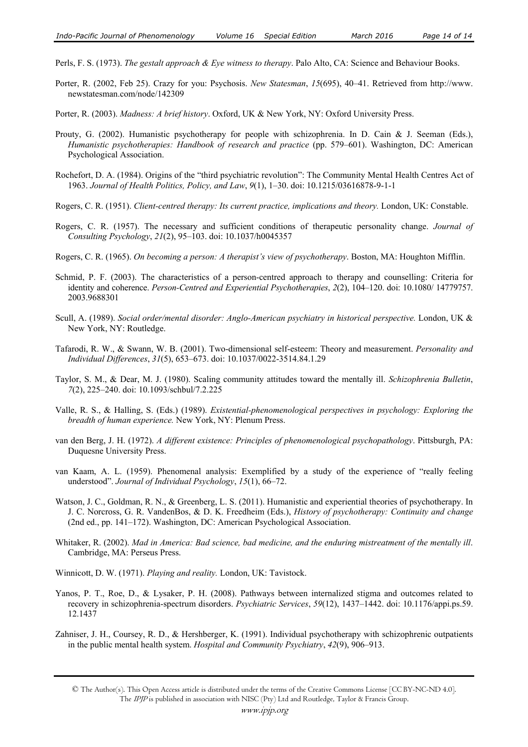Perls, F. S. (1973). *The gestalt approach & Eye witness to therapy*. Palo Alto, CA: Science and Behaviour Books.

Porter, R. (2002, Feb 25). Crazy for you: Psychosis. *New Statesman*, *15*(695), 40–41. Retrieved from http://www.newstatesman.com/node/142309

Porter, R. (2003). *Madness: A brief history*. Oxford, UK & New York, NY: Oxford University Press.

Prouty, G. (2002). Humanistic psychotherapy for people with schizophrenia. In D. Cain & J. Seeman (Eds.), *Humanistic psychotherapies: Handbook of research and practice* (pp. 579–601). Washington, DC: American Psychological Association.

Rochefort, D. A. (1984). Origins of the "third psychiatric revolution": The Community Mental Health Centres Act of 1963. *Journal of Health Politics, Policy, and Law*, *9*(1), 1–30. doi: 10.1215/03616878-9-1-1

Rogers, C. R. (1951). *Client-centred therapy: Its current practice, implications and theory.* London, UK: Constable.

Rogers, C. R. (1957). The necessary and sufficient conditions of therapeutic personality change. *Journal of Consulting Psychology*, *21*(2), 95–103. doi: 10.1037/h0045357

Rogers, C. R. (1965). *On becoming a person: A therapist's view of psychotherapy*. Boston, MA: Houghton Mifflin.

Schmid, P. F. (2003). The characteristics of a person-centred approach to therapy and counselling: Criteria for identity and coherence. *Person-Centred and Experiential Psychotherapies*, *2*(2), 104–120. doi: 10.1080/ 14779757.2003.9688301

Scull, A. (1989). *Social order/mental disorder: Anglo-American psychiatry in historical perspective.* London, UK & New York, NY: Routledge.

Tafarodi, R. W., & Swann, W. B. (2001). Two-dimensional self-esteem: Theory and measurement. *Personality and Individual Differences*, *31*(5), 653–673. doi: 10.1037/0022-3514.84.1.29

Taylor, S. M., & Dear, M. J. (1980). Scaling community attitudes toward the mentally ill. *Schizophrenia Bulletin*, *7*(2), 225–240. doi: 10.1093/schbul/7.2.225

Valle, R. S., & Halling, S. (Eds.) (1989). *Existential-phenomenological perspectives in psychology: Exploring the breadth of human experience.* New York, NY: Plenum Press.

van den Berg, J. H. (1972). *A different existence: Principles of phenomenological psychopathology*. Pittsburgh, PA: Duquesne University Press.

van Kaam, A. L. (1959). Phenomenal analysis: Exemplified by a study of the experience of "really feeling understood". *Journal of Individual Psychology*, *15*(1), 66–72.

Watson, J. C., Goldman, R. N., & Greenberg, L. S. (2011). Humanistic and experiential theories of psychotherapy. In J. C. Norcross, G. R. VandenBos, & D. K. Freedheim (Eds.), *History of psychotherapy: Continuity and change* (2nd ed., pp. 141–172). Washington, DC: American Psychological Association.

Whitaker, R. (2002). *Mad in America: Bad science, bad medicine, and the enduring mistreatment of the mentally ill*. Cambridge, MA: Perseus Press.

Winnicott, D. W. (1971). *Playing and reality.* London, UK: Tavistock.

Yanos, P. T., Roe, D., & Lysaker, P. H. (2008). Pathways between internalized stigma and outcomes related to recovery in schizophrenia-spectrum disorders. *Psychiatric Services*, *59*(12), 1437–1442. doi: 10.1176/appi.ps.59.12.1437

Zahniser, J. H., Coursey, R. D., & Hershberger, K. (1991). Individual psychotherapy with schizophrenic outpatients in the public mental health system. *Hospital and Community Psychiatry*, *42*(9), 906–913.

© The Author(s). This Open Access article is distributed under the terms of the Creative Commons License [CC BY-NC-ND 4.0]. The *IPJP* is published in association with NISC (Pty) Ltd and Routledge, Taylor & Francis Group.